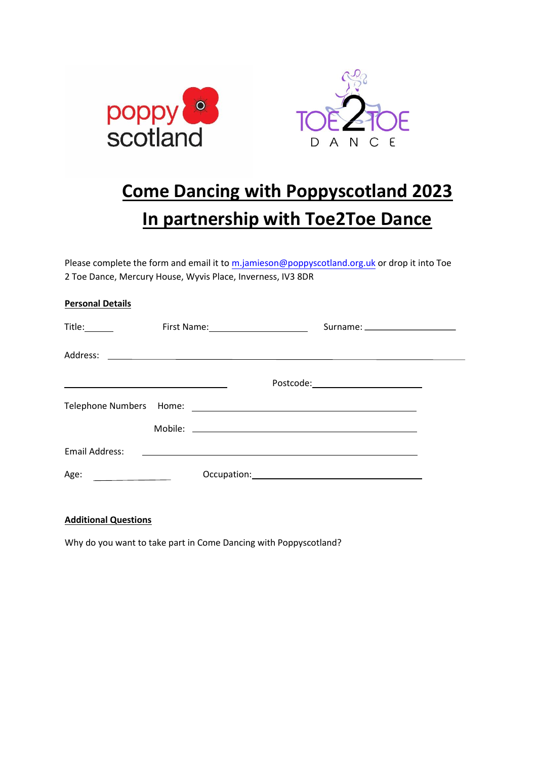# Come Dancing with Poppyscotland 2023

# In partnership with Toe2Toe Dance

Please complete the form and email it to m.jamieson@poppyscotland.org.uk or drop it into Toe 2 Toe Dance, Mercury House, Wyvis Place, Inverness, IV3 8DR

**Personal Details**

Title:______ First Name:____________________ Surname: ___________________

Address: ____________________________________________________________________

_________________________________ Postcode:______________________

Telephone Numbers Home: ____________________________________________

Mobile: ____________________________________________

Email Address: ____________________________________________________

Age: ______________ Occupation:__________________________________

**Additional Questions**

Why do you want to take part in Come Dancing with Poppyscotland?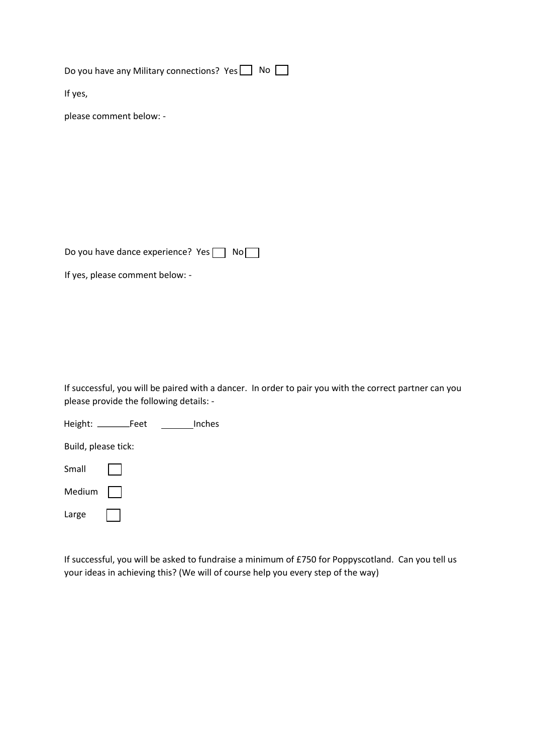Do you have any Military connections? Yes ☐ No ☐

If yes,

please comment below: -

Do you have dance experience? Yes ☐ No ☐

If yes, please comment below: -

If successful, you will be paired with a dancer. In order to pair you with the correct partner can you please provide the following details: -

Height: _______Feet _______Inches

Build, please tick:

Small ☐

Medium ☐

Large ☐

If successful, you will be asked to fundraise a minimum of £750 for Poppyscotland. Can you tell us your ideas in achieving this? (We will of course help you every step of the way)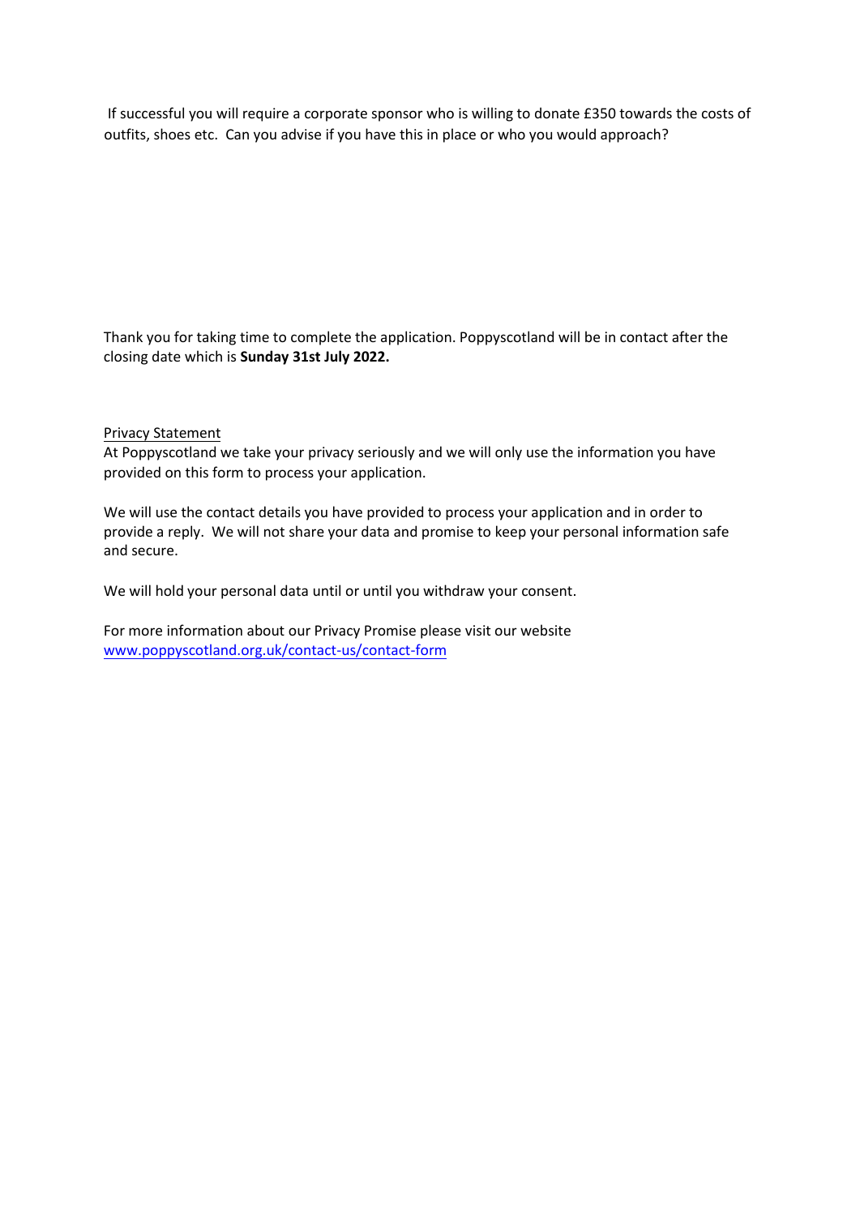If successful you will require a corporate sponsor who is willing to donate £350 towards the costs of outfits, shoes etc. Can you advise if you have this in place or who you would approach?

Thank you for taking time to complete the application. Poppyscotland will be in contact after the closing date which is **Sunday 31st July 2022.**

Privacy Statement

At Poppyscotland we take your privacy seriously and we will only use the information you have provided on this form to process your application.

We will use the contact details you have provided to process your application and in order to provide a reply. We will not share your data and promise to keep your personal information safe and secure.

We will hold your personal data until or until you withdraw your consent.

For more information about our Privacy Promise please visit our website
[www.poppyscotland.org.uk/contact-us/contact-form](http://www.poppyscotland.org.uk/contact-us/contact-form)